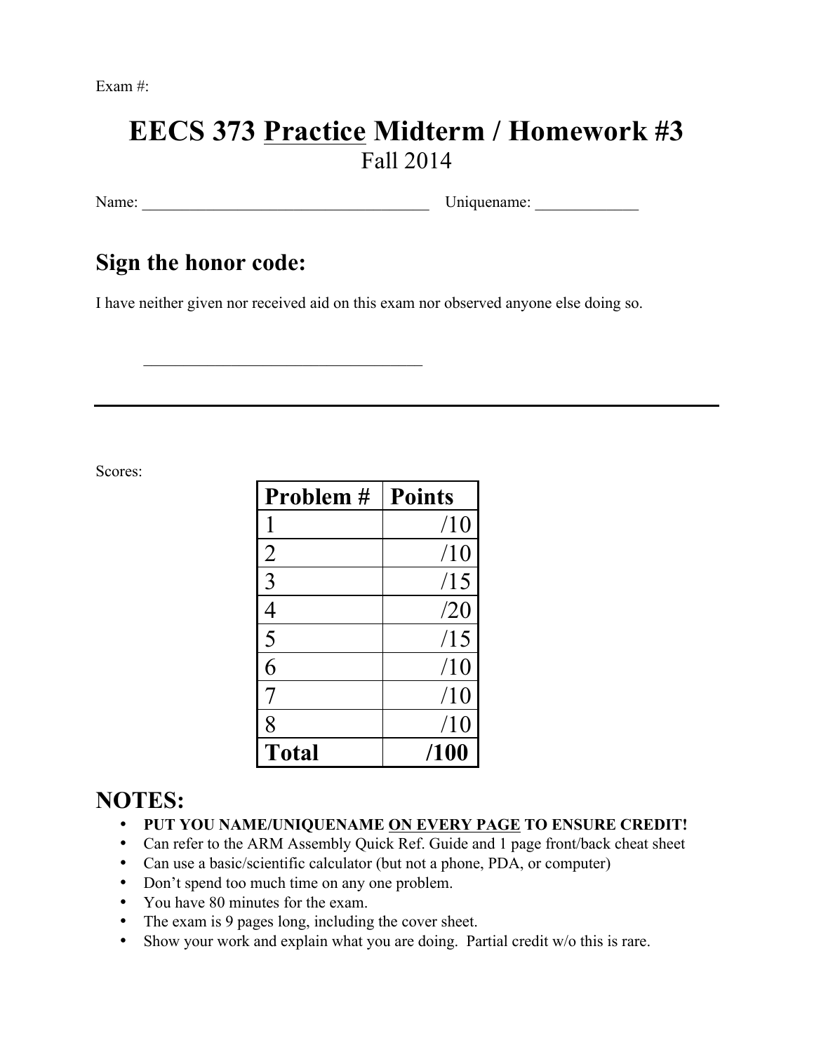Exam #:

# EECS 373 Practice Midterm / Homework #3

Fall 2014

Name: ____________________________________ Uniquename: _____________

## Sign the honor code:

I have neither given nor received aid on this exam nor observed anyone else doing so.

__________________________________

---

Scores:

| Problem # | Points |
|---|---|
| 1 | /10 |
| 2 | /10 |
| 3 | /15 |
| 4 | /20 |
| 5 | /15 |
| 6 | /10 |
| 7 | /10 |
| 8 | /10 |
| **Total** | **/100** |

## NOTES:

- **PUT YOU NAME/UNIQUENAME ON EVERY PAGE TO ENSURE CREDIT!**
- Can refer to the ARM Assembly Quick Ref. Guide and 1 page front/back cheat sheet
- Can use a basic/scientific calculator (but not a phone, PDA, or computer)
- Don't spend too much time on any one problem.
- You have 80 minutes for the exam.
- The exam is 9 pages long, including the cover sheet.
- Show your work and explain what you are doing. Partial credit w/o this is rare.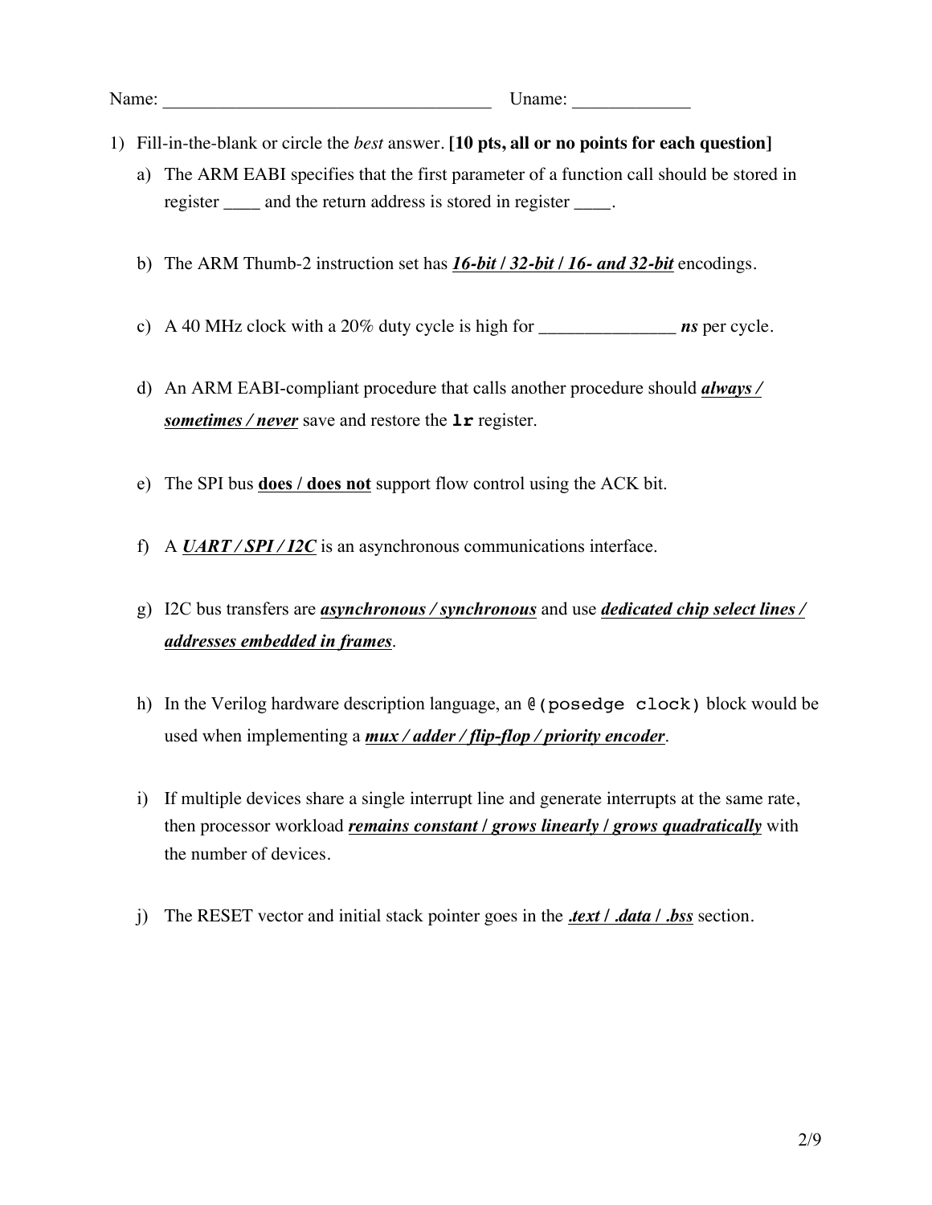Name: ____________________________________ Uname: ____________

1) Fill-in-the-blank or circle the *best* answer. **[10 pts, all or no points for each question]**

   a) The ARM EABI specifies that the first parameter of a function call should be stored in register ____ and the return address is stored in register ____.

   b) The ARM Thumb-2 instruction set has ***16-bit / 32-bit / 16- and 32-bit*** encodings.

   c) A 40 MHz clock with a 20% duty cycle is high for _______________ ***ns*** per cycle.

   d) An ARM EABI-compliant procedure that calls another procedure should ***always / sometimes / never*** save and restore the **`lr`** register.

   e) The SPI bus **does / does not** support flow control using the ACK bit.

   f) A ***UART / SPI / I2C*** is an asynchronous communications interface.

   g) I2C bus transfers are ***asynchronous / synchronous*** and use ***dedicated chip select lines / addresses embedded in frames***.

   h) In the Verilog hardware description language, an `@(posedge clock)` block would be used when implementing a ***mux / adder / flip-flop / priority encoder***.

   i) If multiple devices share a single interrupt line and generate interrupts at the same rate, then processor workload ***remains constant / grows linearly / grows quadratically*** with the number of devices.

   j) The RESET vector and initial stack pointer goes in the ***.text / .data / .bss*** section.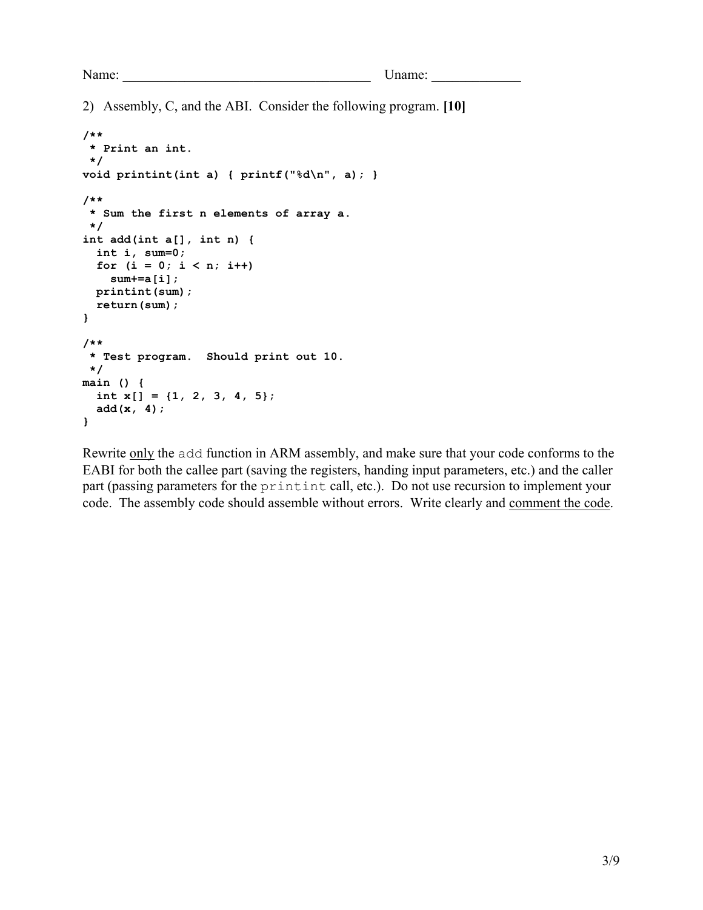Name: ___________________________________ Uname: ____________

2) Assembly, C, and the ABI. Consider the following program. **[10]**

```
/**
 * Print an int.
 */
void printint(int a) { printf("%d\n", a); }

/**
 * Sum the first n elements of array a.
 */
int add(int a[], int n) {
  int i, sum=0;
  for (i = 0; i < n; i++)
    sum+=a[i];
  printint(sum);
  return(sum);
}

/**
 * Test program.  Should print out 10.
 */
main () {
  int x[] = {1, 2, 3, 4, 5};
  add(x, 4);
}
```

Rewrite only the `add` function in ARM assembly, and make sure that your code conforms to the EABI for both the callee part (saving the registers, handing input parameters, etc.) and the caller part (passing parameters for the `printint` call, etc.). Do not use recursion to implement your code. The assembly code should assemble without errors. Write clearly and comment the code.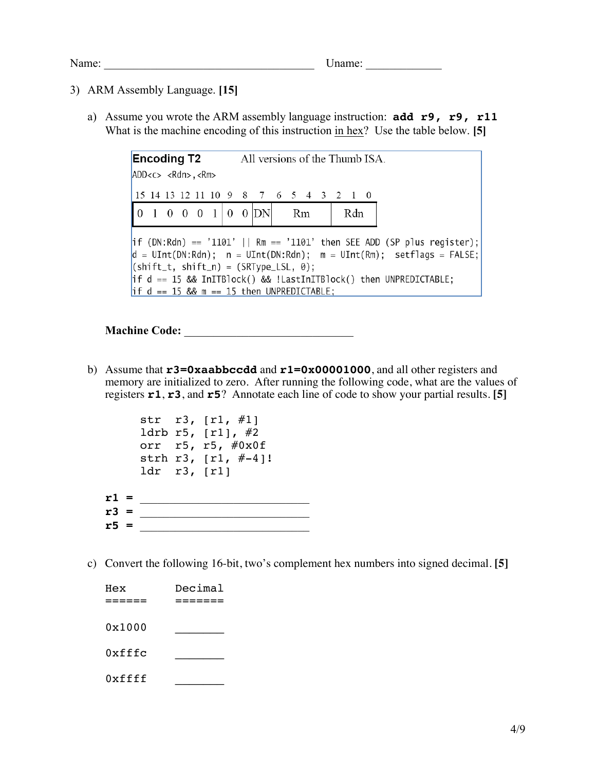Name: ___________________________________ Uname: _____________

3) ARM Assembly Language. **[15]**

a) Assume you wrote the ARM assembly language instruction: **`add r9, r9, r11`**
What is the machine encoding of this instruction in hex? Use the table below. **[5]**

**Encoding T2** All versions of the Thumb ISA.

ADD<c> <Rdn>,<Rm>

| 15 | 14 | 13 | 12 | 11 | 10 | 9 | 8 | 7 | 6 | 5 | 4 | 3 | 2 | 1 | 0 |
|---|---|---|---|---|---|---|---|---|---|---|---|---|---|---|---|
| 0 | 1 | 0 | 0 | 0 | 1 | 0 | 0 | DN | Rm | | | | Rdn | | |

```
if (DN:Rdn) == '1101' || Rm == '1101' then SEE ADD (SP plus register);
d = UInt(DN:Rdn);  n = UInt(DN:Rdn);  m = UInt(Rm);  setflags = FALSE;
(shift_t, shift_n) = (SRType_LSL, 0);
if d == 15 && InITBlock() && !LastInITBlock() then UNPREDICTABLE;
if d == 15 && m == 15 then UNPREDICTABLE;
```

**Machine Code:** ______________________________

b) Assume that **r3=0xaabbccdd** and **r1=0x00001000**, and all other registers and memory are initialized to zero. After running the following code, what are the values of registers **r1**, **r3**, and **r5**? Annotate each line of code to show your partial results. **[5]**

```
str  r3, [r1, #1]
ldrb r5, [r1], #2
orr  r5, r5, #0x0f
strh r3, [r1, #-4]!
ldr  r3, [r1]
```

**r1** = ______________________________

**r3** = ______________________________

**r5** = ______________________________

c) Convert the following 16-bit, two's complement hex numbers into signed decimal. **[5]**

```
Hex       Decimal
======    =======

0x1000    ________

0xfffc    ________

0xffff    ________
```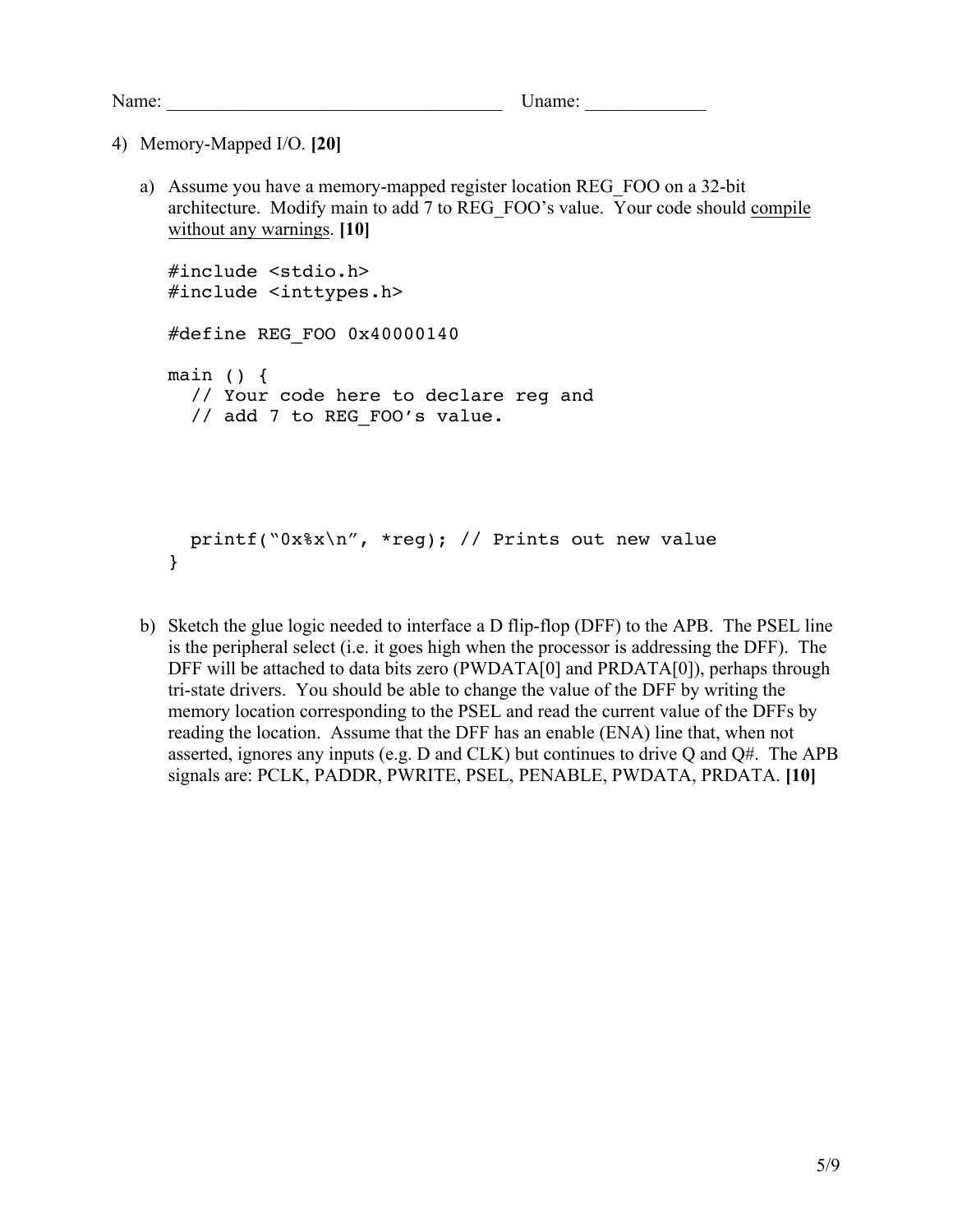Name: ___________________________________ Uname: ____________

4) Memory-Mapped I/O. **[20]**

a) Assume you have a memory-mapped register location REG_FOO on a 32-bit architecture. Modify main to add 7 to REG_FOO's value. Your code should <u>compile without any warnings</u>. **[10]**

```
#include <stdio.h>
#include <inttypes.h>

#define REG_FOO 0x40000140

main () {
  // Your code here to declare reg and
  // add 7 to REG_FOO's value.




  printf("0x%x\n", *reg); // Prints out new value
}
```

b) Sketch the glue logic needed to interface a D flip-flop (DFF) to the APB. The PSEL line is the peripheral select (i.e. it goes high when the processor is addressing the DFF). The DFF will be attached to data bits zero (PWDATA[0] and PRDATA[0]), perhaps through tri-state drivers. You should be able to change the value of the DFF by writing the memory location corresponding to the PSEL and read the current value of the DFFs by reading the location. Assume that the DFF has an enable (ENA) line that, when not asserted, ignores any inputs (e.g. D and CLK) but continues to drive Q and Q#. The APB signals are: PCLK, PADDR, PWRITE, PSEL, PENABLE, PWDATA, PRDATA. **[10]**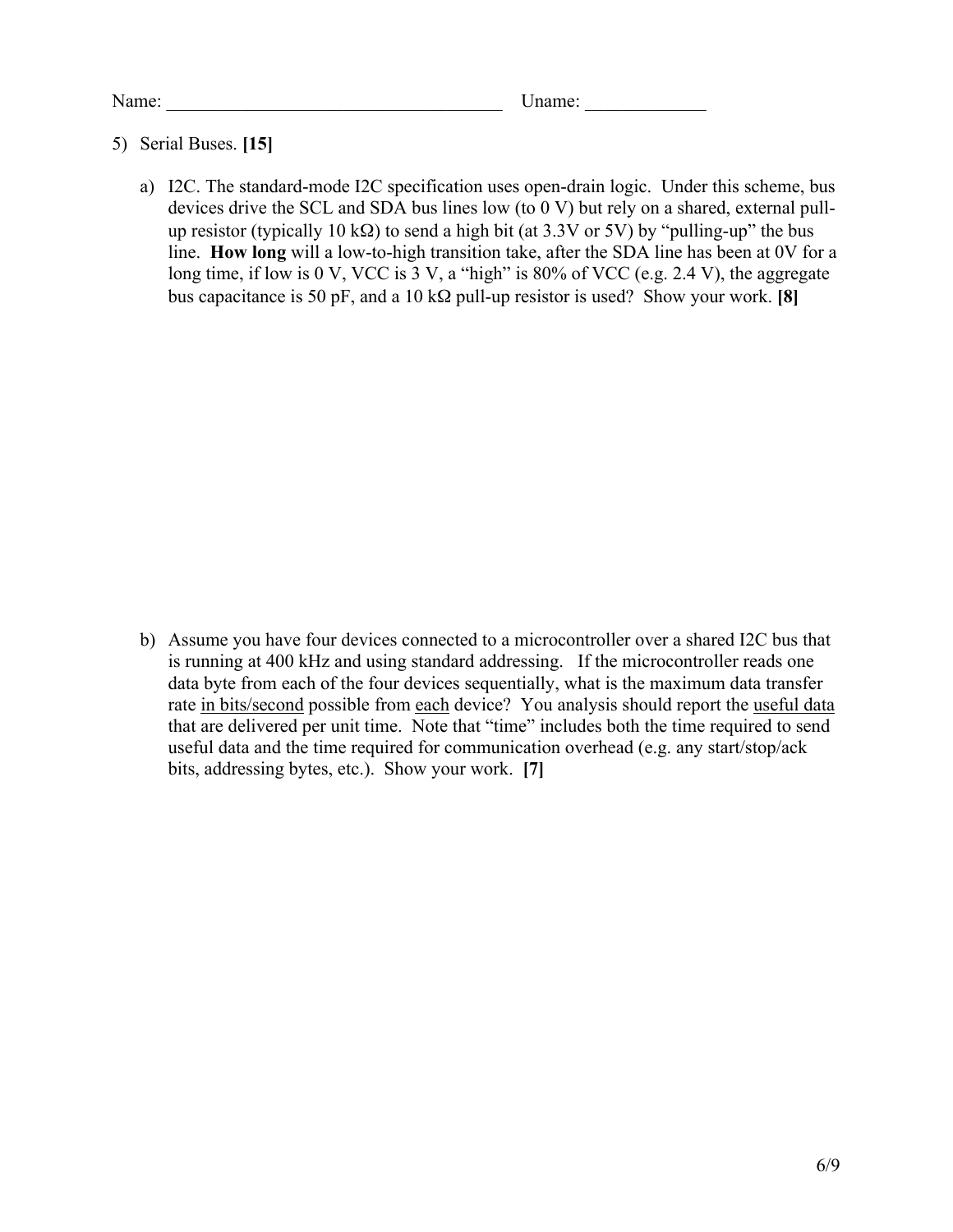Name: ___________________________________ Uname: _____________

5) Serial Buses. **[15]**

a) I2C. The standard-mode I2C specification uses open-drain logic. Under this scheme, bus devices drive the SCL and SDA bus lines low (to 0 V) but rely on a shared, external pull-up resistor (typically 10 kΩ) to send a high bit (at 3.3V or 5V) by "pulling-up" the bus line. **How long** will a low-to-high transition take, after the SDA line has been at 0V for a long time, if low is 0 V, VCC is 3 V, a "high" is 80% of VCC (e.g. 2.4 V), the aggregate bus capacitance is 50 pF, and a 10 kΩ pull-up resistor is used? Show your work. **[8]**

b) Assume you have four devices connected to a microcontroller over a shared I2C bus that is running at 400 kHz and using standard addressing. If the microcontroller reads one data byte from each of the four devices sequentially, what is the maximum data transfer rate in bits/second possible from each device? You analysis should report the useful data that are delivered per unit time. Note that "time" includes both the time required to send useful data and the time required for communication overhead (e.g. any start/stop/ack bits, addressing bytes, etc.). Show your work. **[7]**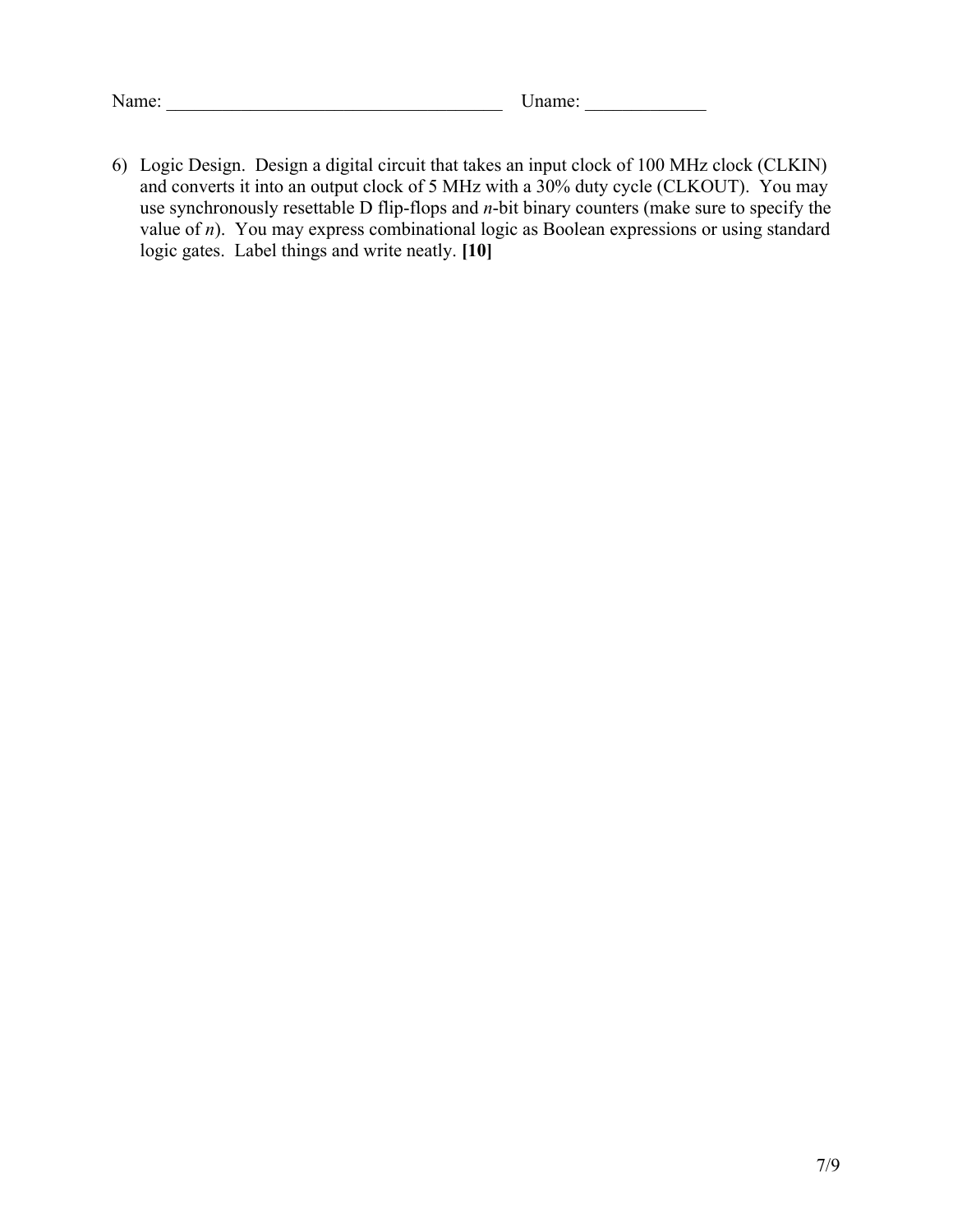Name: ___________________________________ Uname: _____________

6) Logic Design. Design a digital circuit that takes an input clock of 100 MHz clock (CLKIN) and converts it into an output clock of 5 MHz with a 30% duty cycle (CLKOUT). You may use synchronously resettable D flip-flops and *n*-bit binary counters (make sure to specify the value of *n*). You may express combinational logic as Boolean expressions or using standard logic gates. Label things and write neatly. **[10]**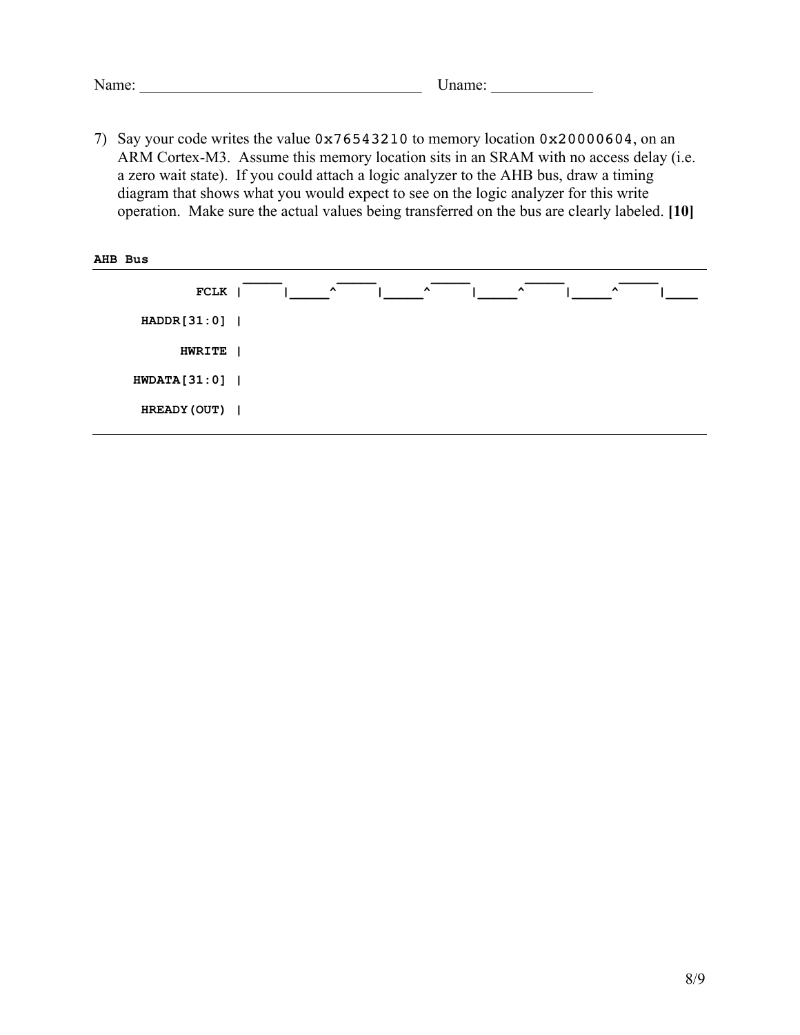Name: ___________________________________ Uname: _____________

7) Say your code writes the value `0x76543210` to memory location `0x20000604`, on an ARM Cortex-M3. Assume this memory location sits in an SRAM with no access delay (i.e. a zero wait state). If you could attach a logic analyzer to the AHB bus, draw a timing diagram that shows what you would expect to see on the logic analyzer for this write operation. Make sure the actual values being transferred on the bus are clearly labeled. **[10]**

```
AHB Bus
              _____       _____       _____       _____       _____
      FCLK  |     |_____^     |_____^     |_____^     |_____^     |____

HADDR[31:0] |

     HWRITE |

HWDATA[31:0] |

 HREADY(OUT) |
```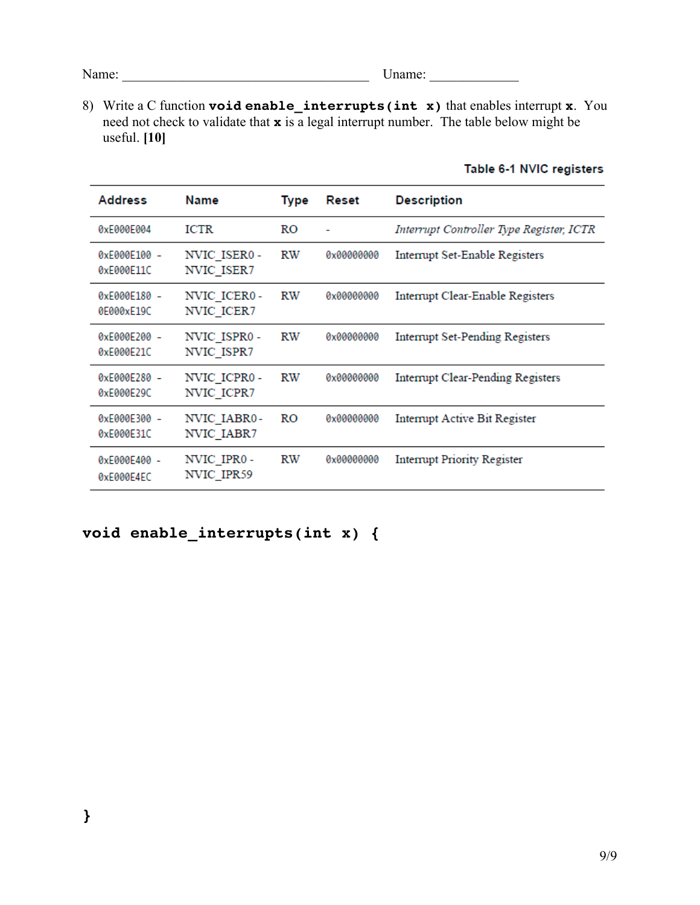Name: ______________________________________ Uname: _____________

8) Write a C function **`void enable_interrupts(int x)`** that enables interrupt **x**. You need not check to validate that **x** is a legal interrupt number. The table below might be useful. **[10]**

**Table 6-1 NVIC registers**

| Address | Name | Type | Reset | Description |
|---|---|---|---|---|
| 0xE000E004 | ICTR | RO | - | *Interrupt Controller Type Register, ICTR* |
| 0xE000E100 - 0xE000E11C | NVIC_ISER0 - NVIC_ISER7 | RW | 0x00000000 | Interrupt Set-Enable Registers |
| 0xE000E180 - 0E000xE19C | NVIC_ICER0 - NVIC_ICER7 | RW | 0x00000000 | Interrupt Clear-Enable Registers |
| 0xE000E200 - 0xE000E21C | NVIC_ISPR0 - NVIC_ISPR7 | RW | 0x00000000 | Interrupt Set-Pending Registers |
| 0xE000E280 - 0xE000E29C | NVIC_ICPR0 - NVIC_ICPR7 | RW | 0x00000000 | Interrupt Clear-Pending Registers |
| 0xE000E300 - 0xE000E31C | NVIC_IABR0 - NVIC_IABR7 | RO | 0x00000000 | Interrupt Active Bit Register |
| 0xE000E400 - 0xE000E4EC | NVIC_IPR0 - NVIC_IPR59 | RW | 0x00000000 | Interrupt Priority Register |

```
void enable_interrupts(int x) {









}
```